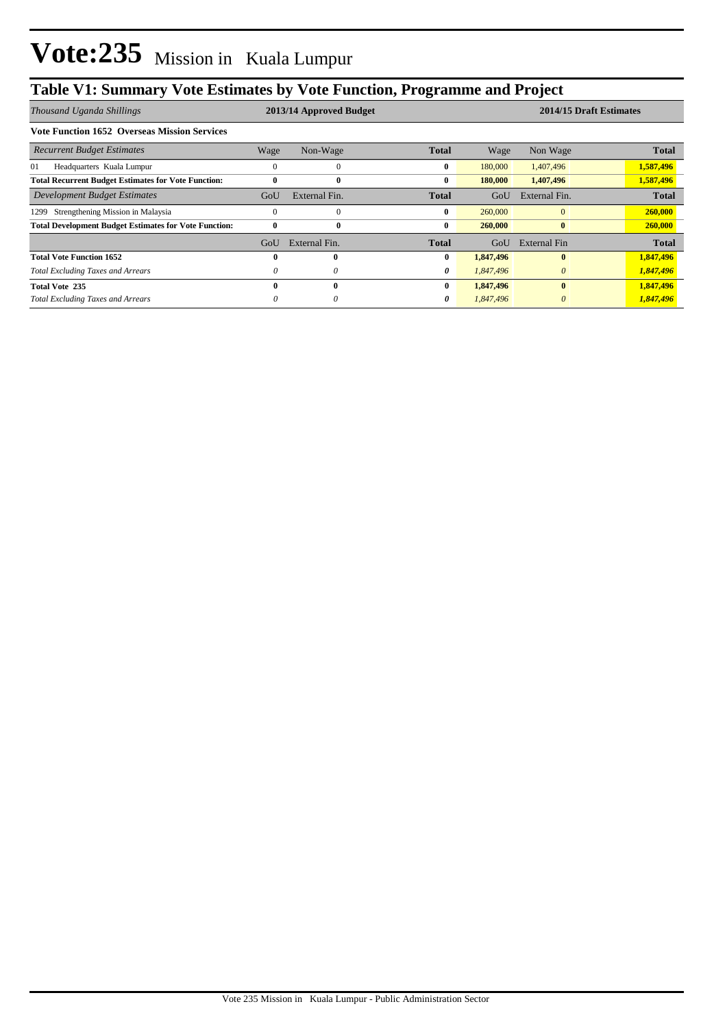# Vote:235 Mission in Kuala Lumpur

## Table V1: Summary Vote Estimates by Vote Function, Programme and Project

| *Thousand Uganda Shillings* | 2013/14 Approved Budget | | | 2014/15 Draft Estimates | | |
|---|---|---|---|---|---|---|
| **Vote Function 1652 Overseas Mission Services** | | | | | | |
| *Recurrent Budget Estimates* | Wage | Non-Wage | **Total** | Wage | Non Wage | **Total** |
| 01 Headquarters Kuala Lumpur | 0 | 0 | **0** | 180,000 | 1,407,496 | **1,587,496** |
| **Total Recurrent Budget Estimates for Vote Function:** | **0** | **0** | **0** | **180,000** | **1,407,496** | **1,587,496** |
| *Development Budget Estimates* | GoU | External Fin. | **Total** | GoU | External Fin. | **Total** |
| 1299 Strengthening Mission in Malaysia | 0 | 0 | **0** | 260,000 | 0 | **260,000** |
| **Total Development Budget Estimates for Vote Function:** | **0** | **0** | **0** | **260,000** | **0** | **260,000** |
| | GoU | External Fin. | **Total** | GoU | External Fin | **Total** |
| **Total Vote Function 1652** | **0** | **0** | **0** | **1,847,496** | **0** | **1,847,496** |
| *Total Excluding Taxes and Arrears* | *0* | *0* | ***0*** | *1,847,496* | *0* | ***1,847,496*** |
| **Total Vote 235** | **0** | **0** | **0** | **1,847,496** | **0** | **1,847,496** |
| *Total Excluding Taxes and Arrears* | *0* | *0* | ***0*** | *1,847,496* | *0* | ***1,847,496*** |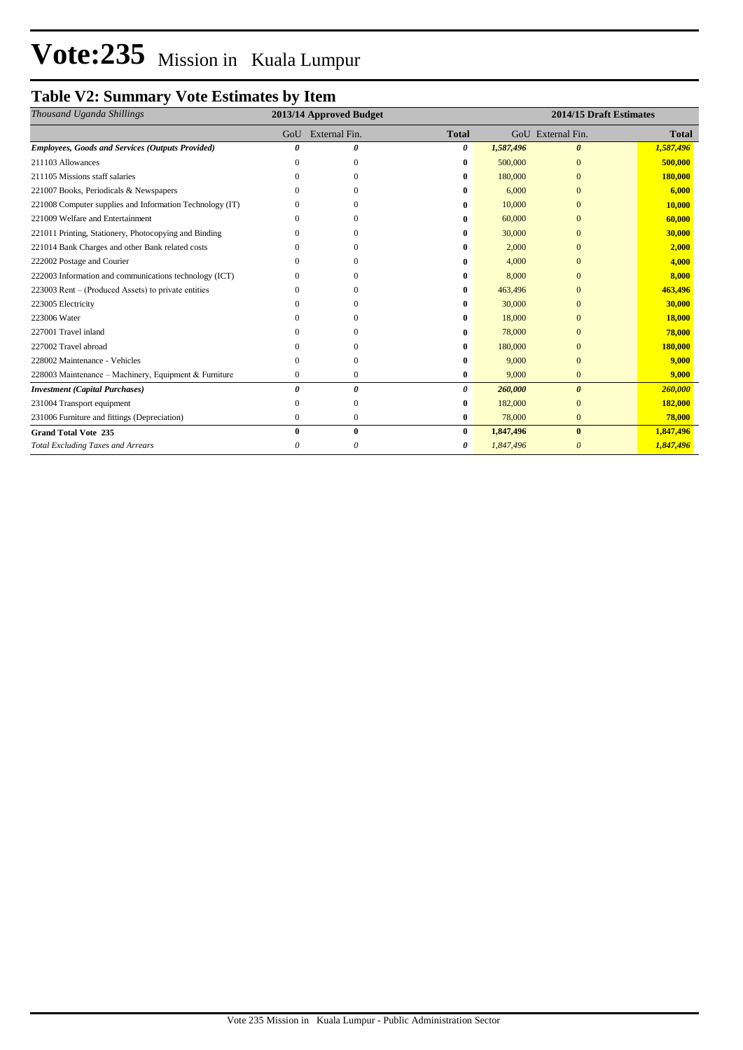# Vote:235 Mission in Kuala Lumpur

## Table V2: Summary Vote Estimates by Item

| *Thousand Uganda Shillings* | 2013/14 Approved Budget | | | 2014/15 Draft Estimates | | |
|---|---|---|---|---|---|---|
| | GoU | External Fin. | **Total** | GoU | External Fin. | **Total** |
| ***Employees, Goods and Services (Outputs Provided)*** | ***0*** | ***0*** | ***0*** | ***1,587,496*** | ***0*** | ***1,587,496*** |
| 211103 Allowances | 0 | 0 | **0** | 500,000 | 0 | **500,000** |
| 211105 Missions staff salaries | 0 | 0 | **0** | 180,000 | 0 | **180,000** |
| 221007 Books, Periodicals & Newspapers | 0 | 0 | **0** | 6,000 | 0 | **6,000** |
| 221008 Computer supplies and Information Technology (IT) | 0 | 0 | **0** | 10,000 | 0 | **10,000** |
| 221009 Welfare and Entertainment | 0 | 0 | **0** | 60,000 | 0 | **60,000** |
| 221011 Printing, Stationery, Photocopying and Binding | 0 | 0 | **0** | 30,000 | 0 | **30,000** |
| 221014 Bank Charges and other Bank related costs | 0 | 0 | **0** | 2,000 | 0 | **2,000** |
| 222002 Postage and Courier | 0 | 0 | **0** | 4,000 | 0 | **4,000** |
| 222003 Information and communications technology (ICT) | 0 | 0 | **0** | 8,000 | 0 | **8,000** |
| 223003 Rent – (Produced Assets) to private entities | 0 | 0 | **0** | 463,496 | 0 | **463,496** |
| 223005 Electricity | 0 | 0 | **0** | 30,000 | 0 | **30,000** |
| 223006 Water | 0 | 0 | **0** | 18,000 | 0 | **18,000** |
| 227001 Travel inland | 0 | 0 | **0** | 78,000 | 0 | **78,000** |
| 227002 Travel abroad | 0 | 0 | **0** | 180,000 | 0 | **180,000** |
| 228002 Maintenance - Vehicles | 0 | 0 | **0** | 9,000 | 0 | **9,000** |
| 228003 Maintenance – Machinery, Equipment & Furniture | 0 | 0 | **0** | 9,000 | 0 | **9,000** |
| ***Investment (Capital Purchases)*** | ***0*** | ***0*** | ***0*** | ***260,000*** | ***0*** | ***260,000*** |
| 231004 Transport equipment | 0 | 0 | **0** | 182,000 | 0 | **182,000** |
| 231006 Furniture and fittings (Depreciation) | 0 | 0 | **0** | 78,000 | 0 | **78,000** |
| **Grand Total Vote 235** | **0** | **0** | **0** | **1,847,496** | **0** | **1,847,496** |
| *Total Excluding Taxes and Arrears* | *0* | *0* | ***0*** | *1,847,496* | *0* | ***1,847,496*** |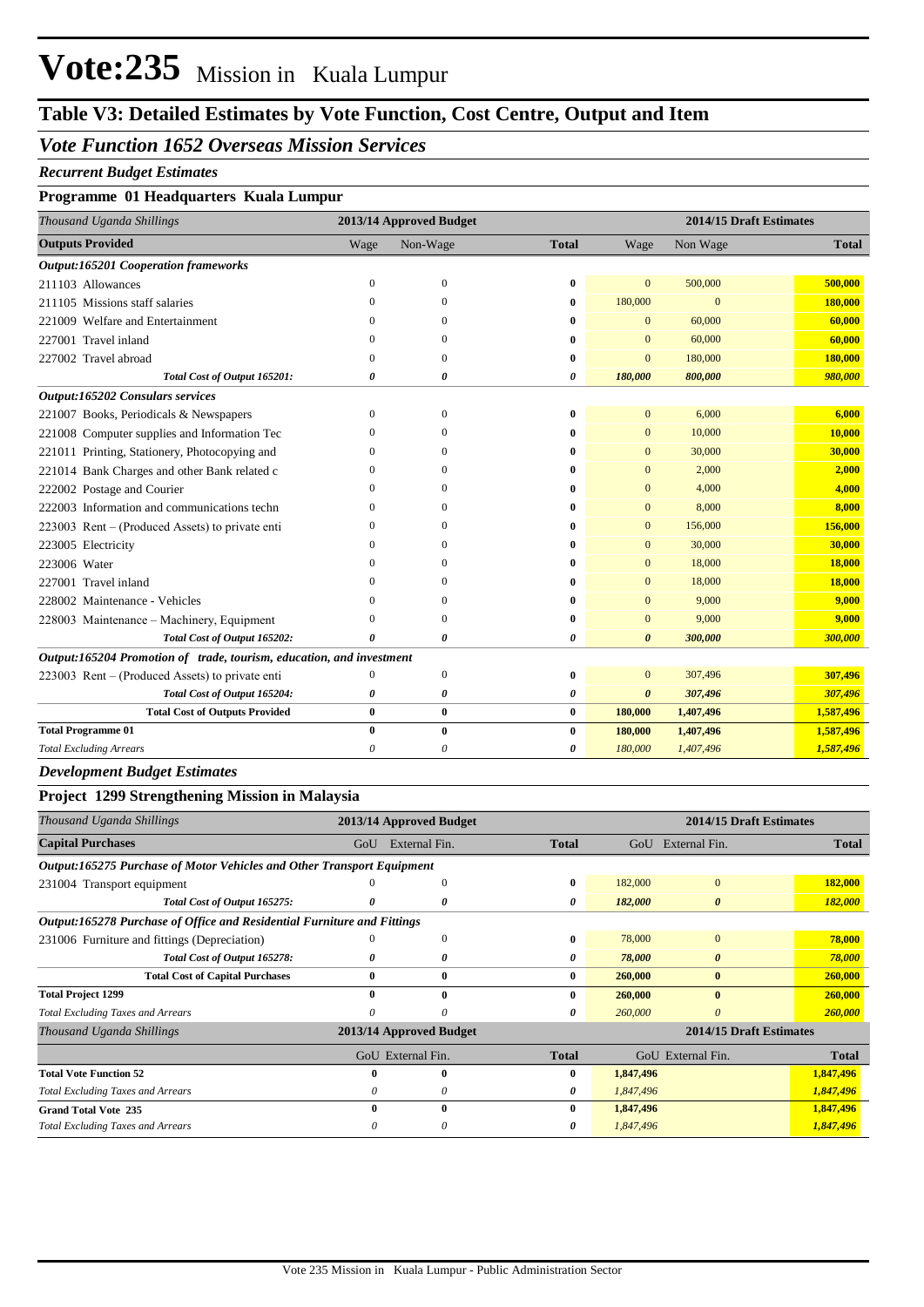# Vote:235 Mission in Kuala Lumpur

## Table V3: Detailed Estimates by Vote Function, Cost Centre, Output and Item

### *Vote Function 1652 Overseas Mission Services*

#### *Recurrent Budget Estimates*

#### Programme 01 Headquarters Kuala Lumpur

| *Thousand Uganda Shillings* | 2013/14 Approved Budget | | | 2014/15 Draft Estimates | | |
|---|---|---|---|---|---|---|
| **Outputs Provided** | Wage | Non-Wage | **Total** | Wage | Non Wage | **Total** |
| ***Output:165201 Cooperation frameworks*** | | | | | | |
| 211103 Allowances | 0 | 0 | **0** | 0 | 500,000 | **500,000** |
| 211105 Missions staff salaries | 0 | 0 | **0** | 180,000 | 0 | **180,000** |
| 221009 Welfare and Entertainment | 0 | 0 | **0** | 0 | 60,000 | **60,000** |
| 227001 Travel inland | 0 | 0 | **0** | 0 | 60,000 | **60,000** |
| 227002 Travel abroad | 0 | 0 | **0** | 0 | 180,000 | **180,000** |
| ***Total Cost of Output 165201:*** | ***0*** | ***0*** | ***0*** | ***180,000*** | ***800,000*** | ***980,000*** |
| ***Output:165202 Consulars services*** | | | | | | |
| 221007 Books, Periodicals & Newspapers | 0 | 0 | **0** | 0 | 6,000 | **6,000** |
| 221008 Computer supplies and Information Tec | 0 | 0 | **0** | 0 | 10,000 | **10,000** |
| 221011 Printing, Stationery, Photocopying and | 0 | 0 | **0** | 0 | 30,000 | **30,000** |
| 221014 Bank Charges and other Bank related c | 0 | 0 | **0** | 0 | 2,000 | **2,000** |
| 222002 Postage and Courier | 0 | 0 | **0** | 0 | 4,000 | **4,000** |
| 222003 Information and communications techn | 0 | 0 | **0** | 0 | 8,000 | **8,000** |
| 223003 Rent – (Produced Assets) to private enti | 0 | 0 | **0** | 0 | 156,000 | **156,000** |
| 223005 Electricity | 0 | 0 | **0** | 0 | 30,000 | **30,000** |
| 223006 Water | 0 | 0 | **0** | 0 | 18,000 | **18,000** |
| 227001 Travel inland | 0 | 0 | **0** | 0 | 18,000 | **18,000** |
| 228002 Maintenance - Vehicles | 0 | 0 | **0** | 0 | 9,000 | **9,000** |
| 228003 Maintenance – Machinery, Equipment | 0 | 0 | **0** | 0 | 9,000 | **9,000** |
| ***Total Cost of Output 165202:*** | ***0*** | ***0*** | ***0*** | ***0*** | ***300,000*** | ***300,000*** |
| ***Output:165204 Promotion of trade, tourism, education, and investment*** | | | | | | |
| 223003 Rent – (Produced Assets) to private enti | 0 | 0 | **0** | 0 | 307,496 | **307,496** |
| ***Total Cost of Output 165204:*** | ***0*** | ***0*** | ***0*** | ***0*** | ***307,496*** | ***307,496*** |
| **Total Cost of Outputs Provided** | **0** | **0** | **0** | **180,000** | **1,407,496** | **1,587,496** |
| **Total Programme 01** | **0** | **0** | **0** | **180,000** | **1,407,496** | **1,587,496** |
| *Total Excluding Arrears* | *0* | *0* | ***0*** | *180,000* | *1,407,496* | *1,587,496* |

#### *Development Budget Estimates*

#### Project 1299 Strengthening Mission in Malaysia

| *Thousand Uganda Shillings* | 2013/14 Approved Budget | | | 2014/15 Draft Estimates | | |
|---|---|---|---|---|---|---|
| **Capital Purchases** | GoU | External Fin. | **Total** | GoU | External Fin. | **Total** |
| ***Output:165275 Purchase of Motor Vehicles and Other Transport Equipment*** | | | | | | |
| 231004 Transport equipment | 0 | 0 | **0** | 182,000 | 0 | **182,000** |
| ***Total Cost of Output 165275:*** | ***0*** | ***0*** | ***0*** | ***182,000*** | ***0*** | ***182,000*** |
| ***Output:165278 Purchase of Office and Residential Furniture and Fittings*** | | | | | | |
| 231006 Furniture and fittings (Depreciation) | 0 | 0 | **0** | 78,000 | 0 | **78,000** |
| ***Total Cost of Output 165278:*** | ***0*** | ***0*** | ***0*** | ***78,000*** | ***0*** | ***78,000*** |
| **Total Cost of Capital Purchases** | **0** | **0** | **0** | **260,000** | **0** | **260,000** |
| **Total Project 1299** | **0** | **0** | **0** | **260,000** | **0** | **260,000** |
| *Total Excluding Taxes and Arrears* | *0* | *0* | ***0*** | *260,000* | *0* | ***260,000*** |

| *Thousand Uganda Shillings* | 2013/14 Approved Budget | | | 2014/15 Draft Estimates | | |
|---|---|---|---|---|---|---|
| | GoU | External Fin. | **Total** | GoU | External Fin. | **Total** |
| **Total Vote Function 52** | **0** | **0** | **0** | **1,847,496** | | **1,847,496** |
| *Total Excluding Taxes and Arrears* | *0* | *0* | ***0*** | *1,847,496* | | ***1,847,496*** |
| **Grand Total Vote 235** | **0** | **0** | **0** | **1,847,496** | | **1,847,496** |
| *Total Excluding Taxes and Arrears* | *0* | *0* | ***0*** | *1,847,496* | | ***1,847,496*** |